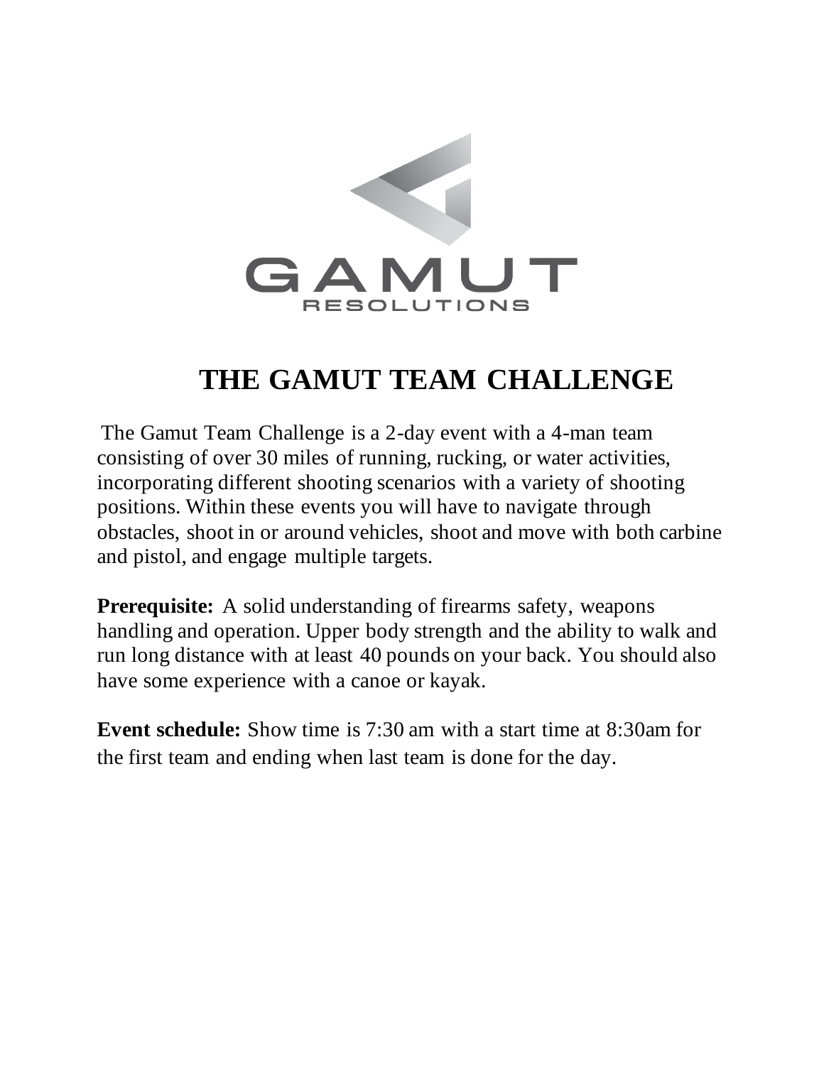GAMUT
RESOLUTIONS

# THE GAMUT TEAM CHALLENGE

The Gamut Team Challenge is a 2-day event with a 4-man team consisting of over 30 miles of running, rucking, or water activities, incorporating different shooting scenarios with a variety of shooting positions. Within these events you will have to navigate through obstacles, shoot in or around vehicles, shoot and move with both carbine and pistol, and engage multiple targets.

**Prerequisite:** A solid understanding of firearms safety, weapons handling and operation. Upper body strength and the ability to walk and run long distance with at least 40 pounds on your back. You should also have some experience with a canoe or kayak.

**Event schedule:** Show time is 7:30 am with a start time at 8:30am for the first team and ending when last team is done for the day.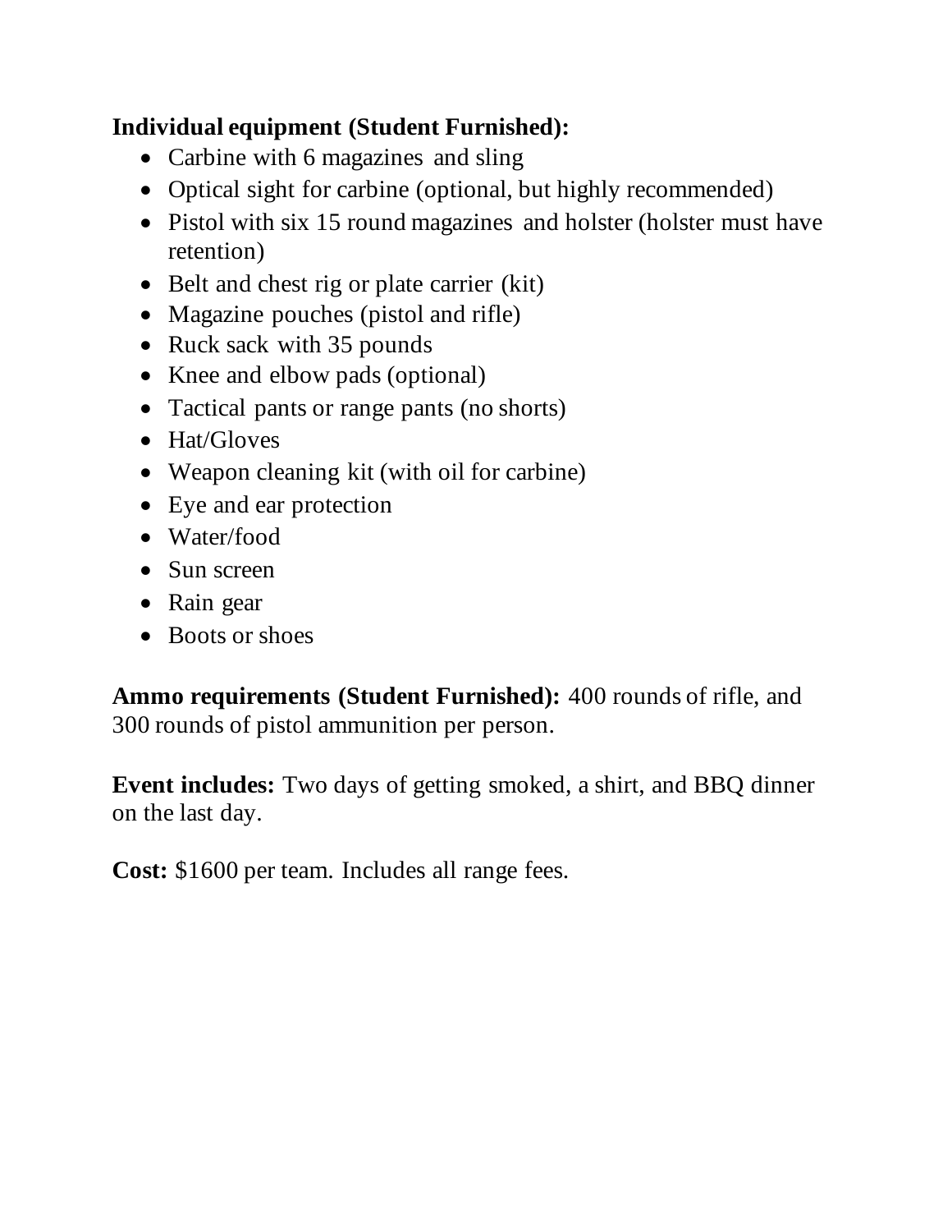**Individual equipment (Student Furnished):**

- Carbine with 6 magazines and sling
- Optical sight for carbine (optional, but highly recommended)
- Pistol with six 15 round magazines and holster (holster must have retention)
- Belt and chest rig or plate carrier (kit)
- Magazine pouches (pistol and rifle)
- Ruck sack with 35 pounds
- Knee and elbow pads (optional)
- Tactical pants or range pants (no shorts)
- Hat/Gloves
- Weapon cleaning kit (with oil for carbine)
- Eye and ear protection
- Water/food
- Sun screen
- Rain gear
- Boots or shoes

**Ammo requirements (Student Furnished):** 400 rounds of rifle, and 300 rounds of pistol ammunition per person.

**Event includes:** Two days of getting smoked, a shirt, and BBQ dinner on the last day.

**Cost:** $1600 per team. Includes all range fees.